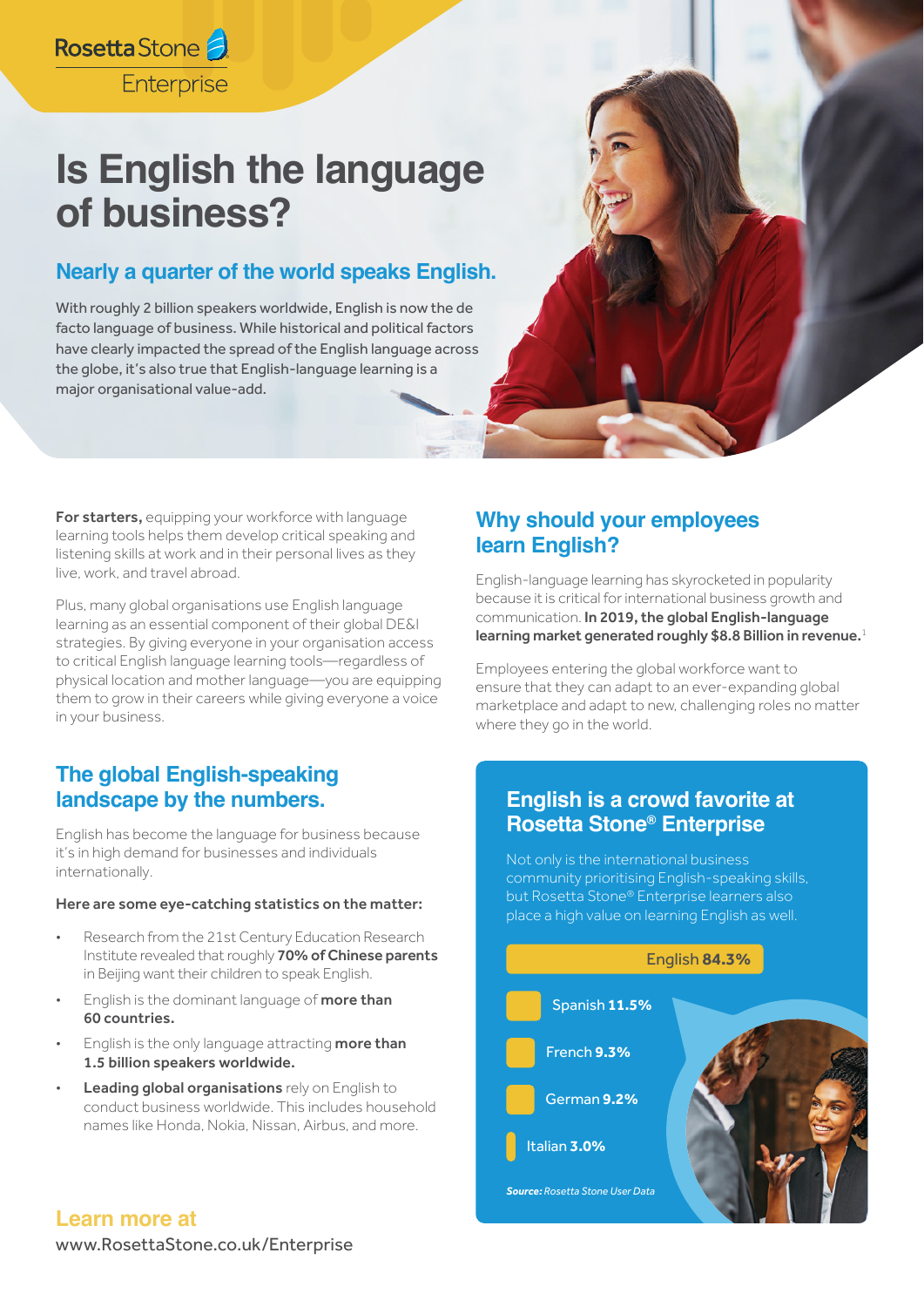Rosetta Stone Enterprise

# Is English the language of business?

## Nearly a quarter of the world speaks English.

With roughly 2 billion speakers worldwide, English is now the de facto language of business. While historical and political factors have clearly impacted the spread of the English language across the globe, it's also true that English-language learning is a major organisational value-add.

**For starters,** equipping your workforce with language learning tools helps them develop critical speaking and listening skills at work and in their personal lives as they live, work, and travel abroad.

Plus, many global organisations use English language learning as an essential component of their global DE&I strategies. By giving everyone in your organisation access to critical English language learning tools—regardless of physical location and mother language—you are equipping them to grow in their careers while giving everyone a voice in your business.

## The global English-speaking landscape by the numbers.

English has become the language for business because it's in high demand for businesses and individuals internationally.

**Here are some eye-catching statistics on the matter:**

- Research from the 21st Century Education Research Institute revealed that roughly **70% of Chinese parents** in Beijing want their children to speak English.
- English is the dominant language of **more than 60 countries.**
- English is the only language attracting **more than 1.5 billion speakers worldwide.**
- **Leading global organisations** rely on English to conduct business worldwide. This includes household names like Honda, Nokia, Nissan, Airbus, and more.

## Why should your employees learn English?

English-language learning has skyrocketed in popularity because it is critical for international business growth and communication. **In 2019, the global English-language learning market generated roughly $8.8 Billion in revenue.**[1]

Employees entering the global workforce want to ensure that they can adapt to an ever-expanding global marketplace and adapt to new, challenging roles no matter where they go in the world.

## English is a crowd favorite at Rosetta Stone® Enterprise

Not only is the international business community prioritising English-speaking skills, but Rosetta Stone® Enterprise learners also place a high value on learning English as well.

- English **84.3%**
- Spanish **11.5%**
- French **9.3%**
- German **9.2%**
- Italian **3.0%**

***Source:*** *Rosetta Stone User Data*

**Learn more at**
www.RosettaStone.co.uk/Enterprise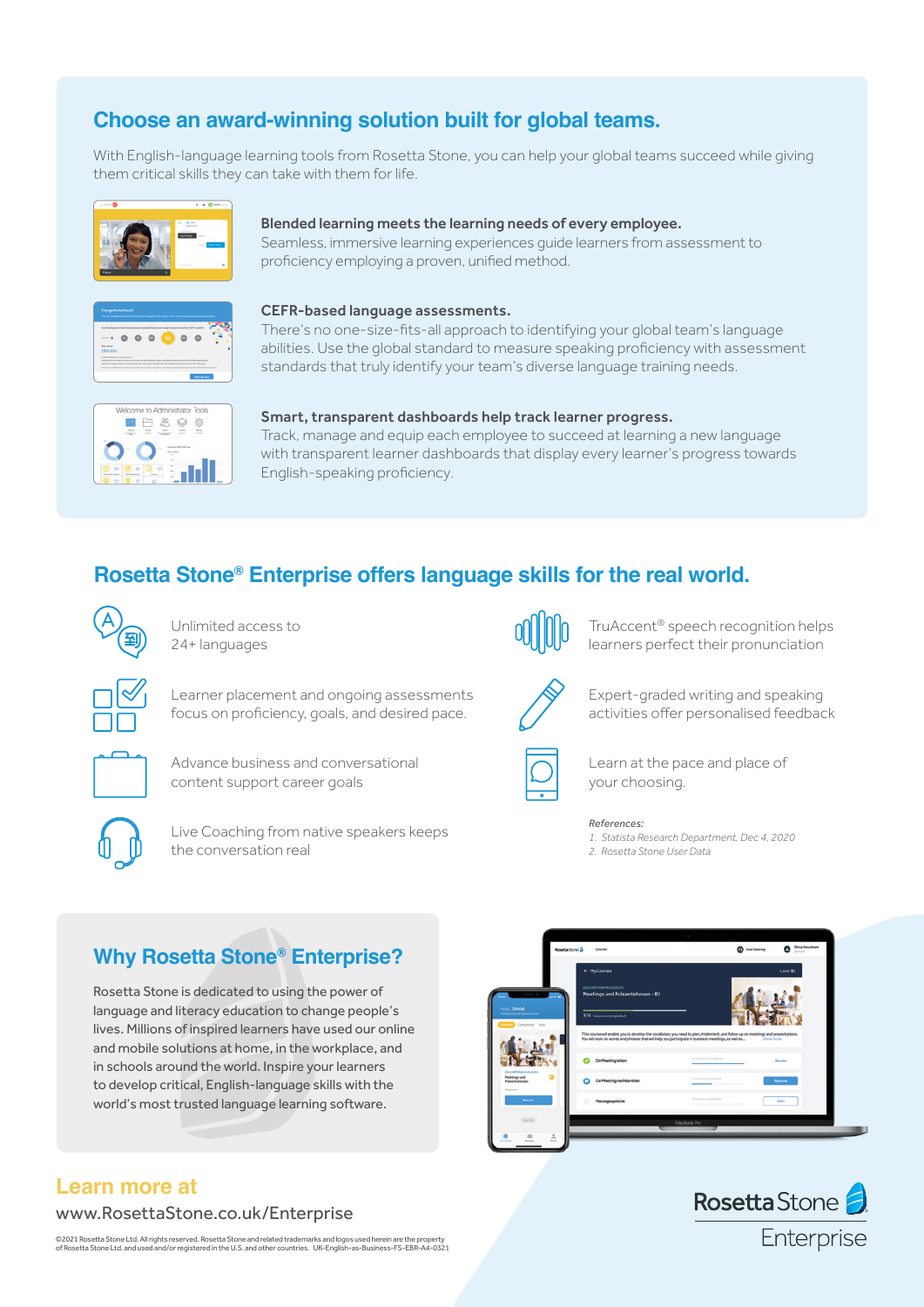## Choose an award-winning solution built for global teams.

With English-language learning tools from Rosetta Stone, you can help your global teams succeed while giving them critical skills they can take with them for life.

**Blended learning meets the learning needs of every employee.**
Seamless, immersive learning experiences guide learners from assessment to proficiency employing a proven, unified method.

**CEFR-based language assessments.**
There's no one-size-fits-all approach to identifying your global team's language abilities. Use the global standard to measure speaking proficiency with assessment standards that truly identify your team's diverse language training needs.

**Smart, transparent dashboards help track learner progress.**
Track, manage and equip each employee to succeed at learning a new language with transparent learner dashboards that display every learner's progress towards English-speaking proficiency.

## Rosetta Stone® Enterprise offers language skills for the real world.

- Unlimited access to 24+ languages
- Learner placement and ongoing assessments focus on proficiency, goals, and desired pace.
- Advance business and conversational content support career goals
- Live Coaching from native speakers keeps the conversation real
- TruAccent® speech recognition helps learners perfect their pronunciation
- Expert-graded writing and speaking activities offer personalised feedback
- Learn at the pace and place of your choosing.

*References:*
1. *Statista Research Department, Dec 4, 2020*
2. *Rosetta Stone User Data*

## Why Rosetta Stone® Enterprise?

Rosetta Stone is dedicated to using the power of language and literacy education to change people's lives. Millions of inspired learners have used our online and mobile solutions at home, in the workplace, and in schools around the world. Inspire your learners to develop critical, English-language skills with the world's most trusted language learning software.

**Learn more at**
www.RosettaStone.co.uk/Enterprise

Rosetta Stone Enterprise

©2021 Rosetta Stone Ltd. All rights reserved. Rosetta Stone and related trademarks and logos used herein are the property of Rosetta Stone Ltd. and used and/or registered in the U.S. and other countries. UK-English-as-Business-FS-EBR-A4-0321